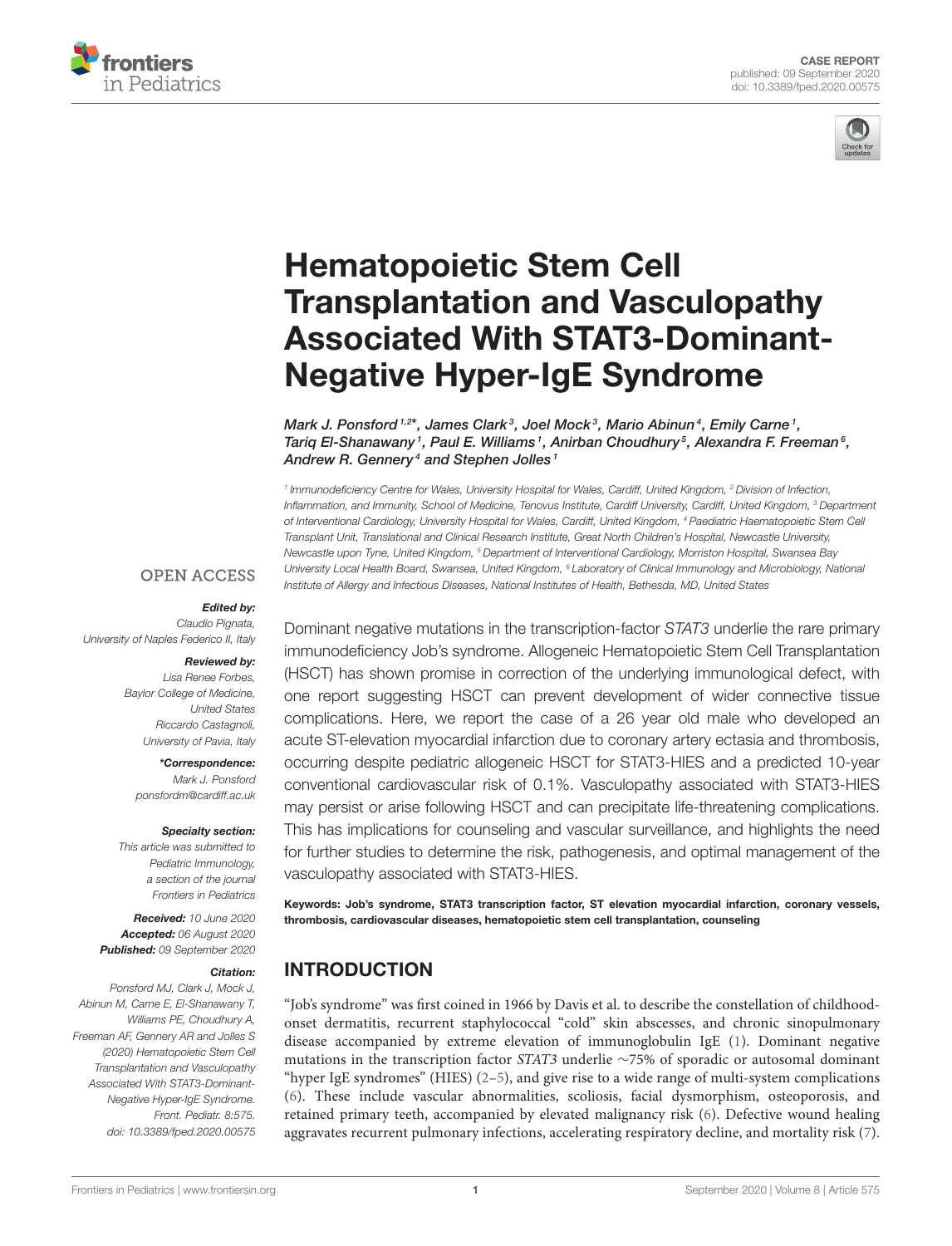CASE REPORT
published: 09 September 2020
doi: 10.3389/fped.2020.00575

# Hematopoietic Stem Cell Transplantation and Vasculopathy Associated With STAT3-Dominant-Negative Hyper-IgE Syndrome

*Mark J. Ponsford[1,2]\*, James Clark[3], Joel Mock[3], Mario Abinun[4], Emily Carne[1], Tariq El-Shanawany[1], Paul E. Williams[1], Anirban Choudhury[5], Alexandra F. Freeman[6], Andrew R. Gennery[4] and Stephen Jolles[1]*

[1] Immunodeficiency Centre for Wales, University Hospital for Wales, Cardiff, United Kingdom, [2] Division of Infection, Inflammation, and Immunity, School of Medicine, Tenovus Institute, Cardiff University, Cardiff, United Kingdom, [3] Department of Interventional Cardiology, University Hospital for Wales, Cardiff, United Kingdom, [4] Paediatric Haematopoietic Stem Cell Transplant Unit, Translational and Clinical Research Institute, Great North Children's Hospital, Newcastle University, Newcastle upon Tyne, United Kingdom, [5] Department of Interventional Cardiology, Morriston Hospital, Swansea Bay University Local Health Board, Swansea, United Kingdom, [6] Laboratory of Clinical Immunology and Microbiology, National Institute of Allergy and Infectious Diseases, National Institutes of Health, Bethesda, MD, United States

OPEN ACCESS

***Edited by:***
*Claudio Pignata,*
*University of Naples Federico II, Italy*

***Reviewed by:***
*Lisa Renee Forbes,*
*Baylor College of Medicine, United States*
*Riccardo Castagnoli,*
*University of Pavia, Italy*

***\*Correspondence:***
*Mark J. Ponsford*
*ponsfordm@cardiff.ac.uk*

***Specialty section:***
*This article was submitted to Pediatric Immunology, a section of the journal Frontiers in Pediatrics*

***Received:*** *10 June 2020*
***Accepted:*** *06 August 2020*
***Published:*** *09 September 2020*

***Citation:***
*Ponsford MJ, Clark J, Mock J, Abinun M, Carne E, El-Shanawany T, Williams PE, Choudhury A, Freeman AF, Gennery AR and Jolles S (2020) Hematopoietic Stem Cell Transplantation and Vasculopathy Associated With STAT3-Dominant-Negative Hyper-IgE Syndrome. Front. Pediatr. 8:575. doi: 10.3389/fped.2020.00575*

Dominant negative mutations in the transcription-factor *STAT3* underlie the rare primary immunodeficiency Job's syndrome. Allogeneic Hematopoietic Stem Cell Transplantation (HSCT) has shown promise in correction of the underlying immunological defect, with one report suggesting HSCT can prevent development of wider connective tissue complications. Here, we report the case of a 26 year old male who developed an acute ST-elevation myocardial infarction due to coronary artery ectasia and thrombosis, occurring despite pediatric allogeneic HSCT for STAT3-HIES and a predicted 10-year conventional cardiovascular risk of 0.1%. Vasculopathy associated with STAT3-HIES may persist or arise following HSCT and can precipitate life-threatening complications. This has implications for counseling and vascular surveillance, and highlights the need for further studies to determine the risk, pathogenesis, and optimal management of the vasculopathy associated with STAT3-HIES.

**Keywords: Job's syndrome, STAT3 transcription factor, ST elevation myocardial infarction, coronary vessels, thrombosis, cardiovascular diseases, hematopoietic stem cell transplantation, counseling**

## INTRODUCTION

"Job's syndrome" was first coined in 1966 by Davis et al. to describe the constellation of childhood-onset dermatitis, recurrent staphylococcal "cold" skin abscesses, and chronic sinopulmonary disease accompanied by extreme elevation of immunoglobulin IgE (1). Dominant negative mutations in the transcription factor *STAT3* underlie ~75% of sporadic or autosomal dominant "hyper IgE syndromes" (HIES) (2–5), and give rise to a wide range of multi-system complications (6). These include vascular abnormalities, scoliosis, facial dysmorphism, osteoporosis, and retained primary teeth, accompanied by elevated malignancy risk (6). Defective wound healing aggravates recurrent pulmonary infections, accelerating respiratory decline, and mortality risk (7).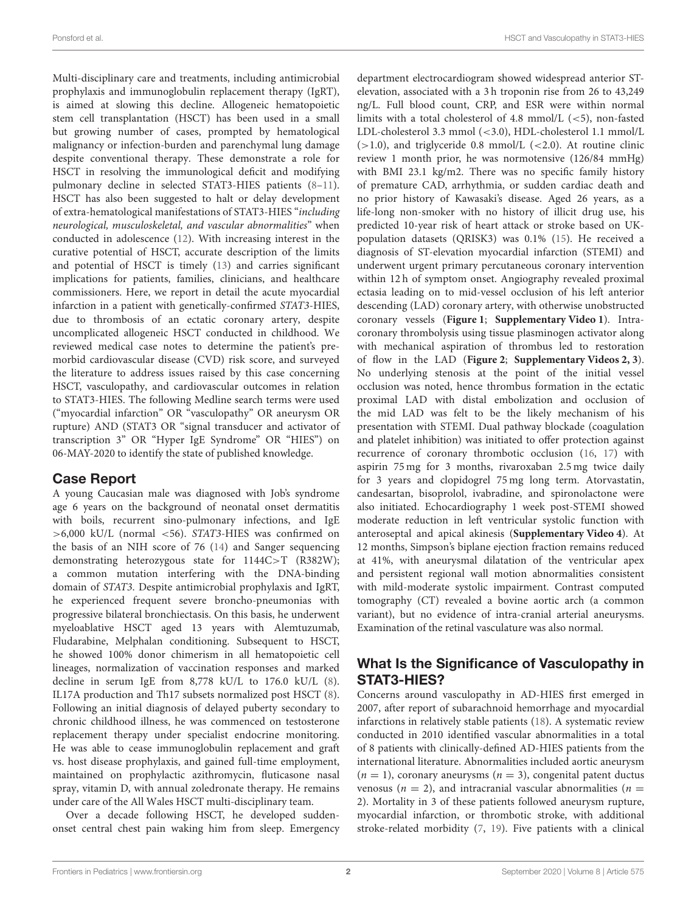Multi-disciplinary care and treatments, including antimicrobial prophylaxis and immunoglobulin replacement therapy (IgRT), is aimed at slowing this decline. Allogeneic hematopoietic stem cell transplantation (HSCT) has been used in a small but growing number of cases, prompted by hematological malignancy or infection-burden and parenchymal lung damage despite conventional therapy. These demonstrate a role for HSCT in resolving the immunological deficit and modifying pulmonary decline in selected STAT3-HIES patients (8–11). HSCT has also been suggested to halt or delay development of extra-hematological manifestations of STAT3-HIES "*including neurological, musculoskeletal, and vascular abnormalities*" when conducted in adolescence (12). With increasing interest in the curative potential of HSCT, accurate description of the limits and potential of HSCT is timely (13) and carries significant implications for patients, families, clinicians, and healthcare commissioners. Here, we report in detail the acute myocardial infarction in a patient with genetically-confirmed *STAT3*-HIES, due to thrombosis of an ectatic coronary artery, despite uncomplicated allogeneic HSCT conducted in childhood. We reviewed medical case notes to determine the patient's pre-morbid cardiovascular disease (CVD) risk score, and surveyed the literature to address issues raised by this case concerning HSCT, vasculopathy, and cardiovascular outcomes in relation to STAT3-HIES. The following Medline search terms were used ("myocardial infarction" OR "vasculopathy" OR aneurysm OR rupture) AND (STAT3 OR "signal transducer and activator of transcription 3" OR "Hyper IgE Syndrome" OR "HIES") on 06-MAY-2020 to identify the state of published knowledge.

## Case Report

A young Caucasian male was diagnosed with Job's syndrome age 6 years on the background of neonatal onset dermatitis with boils, recurrent sino-pulmonary infections, and IgE >6,000 kU/L (normal <56). *STAT3*-HIES was confirmed on the basis of an NIH score of 76 (14) and Sanger sequencing demonstrating heterozygous state for 1144C>T (R382W); a common mutation interfering with the DNA-binding domain of *STAT3*. Despite antimicrobial prophylaxis and IgRT, he experienced frequent severe broncho-pneumonias with progressive bilateral bronchiectasis. On this basis, he underwent myeloablative HSCT aged 13 years with Alemtuzumab, Fludarabine, Melphalan conditioning. Subsequent to HSCT, he showed 100% donor chimerism in all hematopoietic cell lineages, normalization of vaccination responses and marked decline in serum IgE from 8,778 kU/L to 176.0 kU/L (8). IL17A production and Th17 subsets normalized post HSCT (8). Following an initial diagnosis of delayed puberty secondary to chronic childhood illness, he was commenced on testosterone replacement therapy under specialist endocrine monitoring. He was able to cease immunoglobulin replacement and graft vs. host disease prophylaxis, and gained full-time employment, maintained on prophylactic azithromycin, fluticasone nasal spray, vitamin D, with annual zoledronate therapy. He remains under care of the All Wales HSCT multi-disciplinary team.

Over a decade following HSCT, he developed sudden-onset central chest pain waking him from sleep. Emergency department electrocardiogram showed widespread anterior ST-elevation, associated with a 3 h troponin rise from 26 to 43,249 ng/L. Full blood count, CRP, and ESR were within normal limits with a total cholesterol of 4.8 mmol/L (<5), non-fasted LDL-cholesterol 3.3 mmol (<3.0), HDL-cholesterol 1.1 mmol/L (>1.0), and triglyceride 0.8 mmol/L (<2.0). At routine clinic review 1 month prior, he was normotensive (126/84 mmHg) with BMI 23.1 kg/m2. There was no specific family history of premature CAD, arrhythmia, or sudden cardiac death and no prior history of Kawasaki's disease. Aged 26 years, as a life-long non-smoker with no history of illicit drug use, his predicted 10-year risk of heart attack or stroke based on UK-population datasets (QRISK3) was 0.1% (15). He received a diagnosis of ST-elevation myocardial infarction (STEMI) and underwent urgent primary percutaneous coronary intervention within 12 h of symptom onset. Angiography revealed proximal ectasia leading on to mid-vessel occlusion of his left anterior descending (LAD) coronary artery, with otherwise unobstructed coronary vessels (**Figure 1**; **Supplementary Video 1**). Intra-coronary thrombolysis using tissue plasminogen activator along with mechanical aspiration of thrombus led to restoration of flow in the LAD (**Figure 2**; **Supplementary Videos 2, 3**). No underlying stenosis at the point of the initial vessel occlusion was noted, hence thrombus formation in the ectatic proximal LAD with distal embolization and occlusion of the mid LAD was felt to be the likely mechanism of his presentation with STEMI. Dual pathway blockade (coagulation and platelet inhibition) was initiated to offer protection against recurrence of coronary thrombotic occlusion (16, 17) with aspirin 75 mg for 3 months, rivaroxaban 2.5 mg twice daily for 3 years and clopidogrel 75 mg long term. Atorvastatin, candesartan, bisoprolol, ivabradine, and spironolactone were also initiated. Echocardiography 1 week post-STEMI showed moderate reduction in left ventricular systolic function with anteroseptal and apical akinesis (**Supplementary Video 4**). At 12 months, Simpson's biplane ejection fraction remains reduced at 41%, with aneurysmal dilatation of the ventricular apex and persistent regional wall motion abnormalities consistent with mild-moderate systolic impairment. Contrast computed tomography (CT) revealed a bovine aortic arch (a common variant), but no evidence of intra-cranial arterial aneurysms. Examination of the retinal vasculature was also normal.

## What Is the Significance of Vasculopathy in STAT3-HIES?

Concerns around vasculopathy in AD-HIES first emerged in 2007, after report of subarachnoid hemorrhage and myocardial infarctions in relatively stable patients (18). A systematic review conducted in 2010 identified vascular abnormalities in a total of 8 patients with clinically-defined AD-HIES patients from the international literature. Abnormalities included aortic aneurysm ($n = 1$), coronary aneurysms ($n = 3$), congenital patent ductus venosus ($n = 2$), and intracranial vascular abnormalities ($n = 2$). Mortality in 3 of these patients followed aneurysm rupture, myocardial infarction, or thrombotic stroke, with additional stroke-related morbidity (7, 19). Five patients with a clinical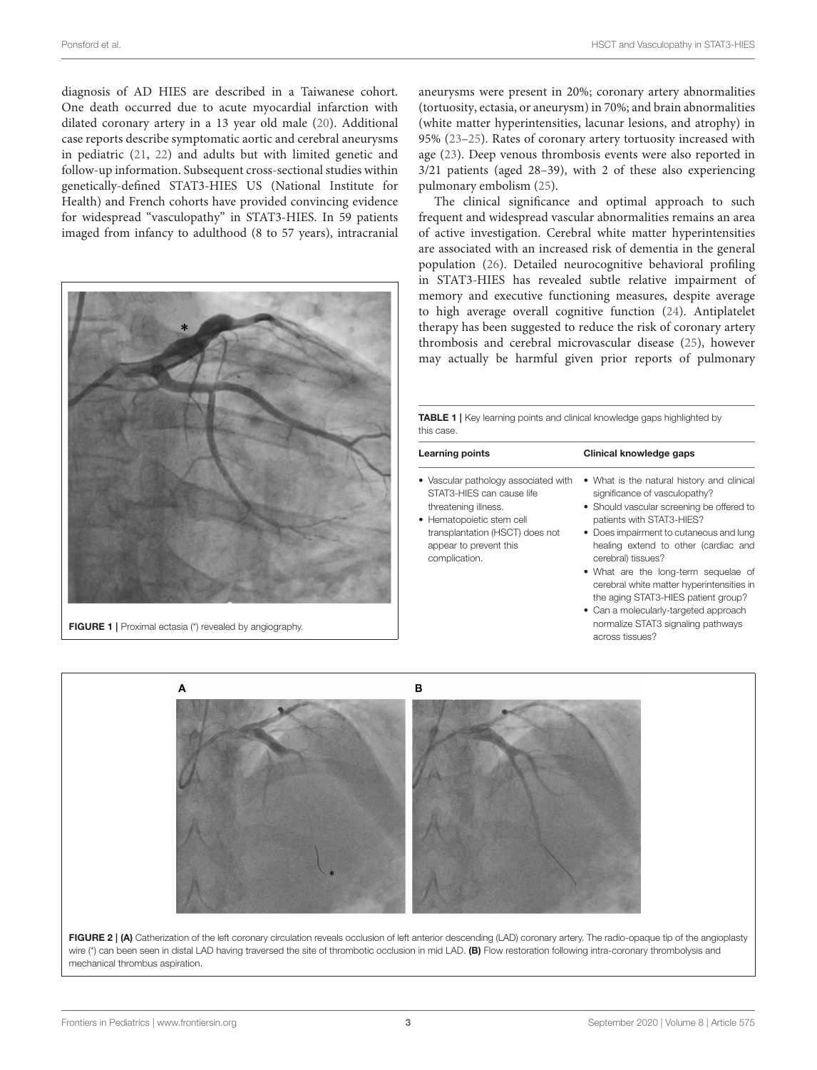diagnosis of AD HIES are described in a Taiwanese cohort. One death occurred due to acute myocardial infarction with dilated coronary artery in a 13 year old male (20). Additional case reports describe symptomatic aortic and cerebral aneurysms in pediatric (21, 22) and adults but with limited genetic and follow-up information. Subsequent cross-sectional studies within genetically-defined STAT3-HIES US (National Institute for Health) and French cohorts have provided convincing evidence for widespread "vasculopathy" in STAT3-HIES. In 59 patients imaged from infancy to adulthood (8 to 57 years), intracranial aneurysms were present in 20%; coronary artery abnormalities (tortuosity, ectasia, or aneurysm) in 70%; and brain abnormalities (white matter hyperintensities, lacunar lesions, and atrophy) in 95% (23–25). Rates of coronary artery tortuosity increased with age (23). Deep venous thrombosis events were also reported in 3/21 patients (aged 28–39), with 2 of these also experiencing pulmonary embolism (25).

FIGURE 1 | Proximal ectasia (*) revealed by angiography.

The clinical significance and optimal approach to such frequent and widespread vascular abnormalities remains an area of active investigation. Cerebral white matter hyperintensities are associated with an increased risk of dementia in the general population (26). Detailed neurocognitive behavioral profiling in STAT3-HIES has revealed subtle relative impairment of memory and executive functioning measures, despite average to high average overall cognitive function (24). Antiplatelet therapy has been suggested to reduce the risk of coronary artery thrombosis and cerebral microvascular disease (25), however may actually be harmful given prior reports of pulmonary

TABLE 1 | Key learning points and clinical knowledge gaps highlighted by this case.

| Learning points | Clinical knowledge gaps |
|---|---|
| • Vascular pathology associated with STAT3-HIES can cause life threatening illness.<br>• Hematopoietic stem cell transplantation (HSCT) does not appear to prevent this complication. | • What is the natural history and clinical significance of vasculopathy?<br>• Should vascular screening be offered to patients with STAT3-HIES?<br>• Does impairment to cutaneous and lung healing extend to other (cardiac and cerebral) tissues?<br>• What are the long-term sequelae of cerebral white matter hyperintensities in the aging STAT3-HIES patient group?<br>• Can a molecularly-targeted approach normalize STAT3 signaling pathways across tissues? |

FIGURE 2 | **(A)** Catherization of the left coronary circulation reveals occlusion of left anterior descending (LAD) coronary artery. The radio-opaque tip of the angioplasty wire (*) can been seen in distal LAD having traversed the site of thrombotic occlusion in mid LAD. **(B)** Flow restoration following intra-coronary thrombolysis and mechanical thrombus aspiration.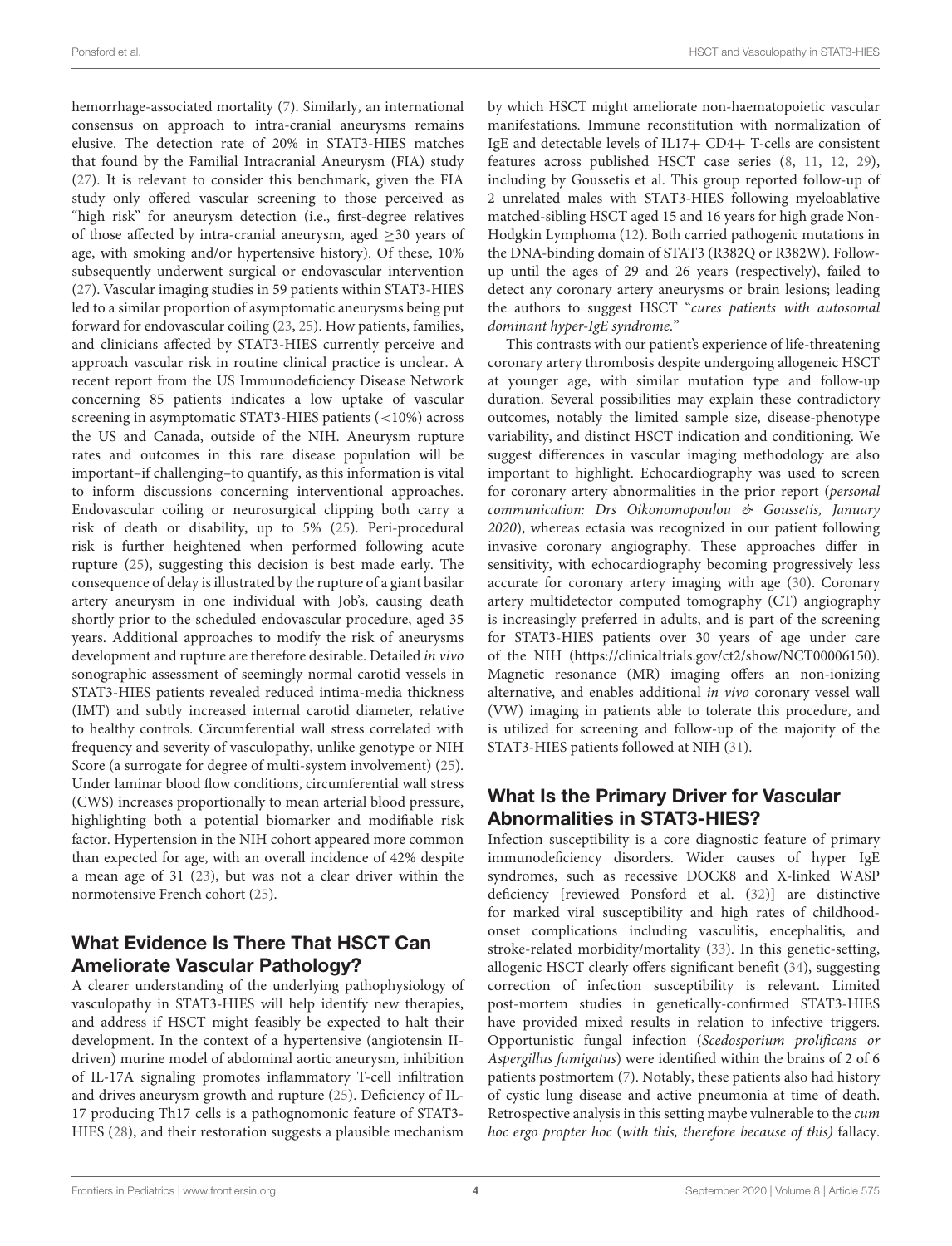hemorrhage-associated mortality (7). Similarly, an international consensus on approach to intra-cranial aneurysms remains elusive. The detection rate of 20% in STAT3-HIES matches that found by the Familial Intracranial Aneurysm (FIA) study (27). It is relevant to consider this benchmark, given the FIA study only offered vascular screening to those perceived as "high risk" for aneurysm detection (i.e., first-degree relatives of those affected by intra-cranial aneurysm, aged ≥30 years of age, with smoking and/or hypertensive history). Of these, 10% subsequently underwent surgical or endovascular intervention (27). Vascular imaging studies in 59 patients within STAT3-HIES led to a similar proportion of asymptomatic aneurysms being put forward for endovascular coiling (23, 25). How patients, families, and clinicians affected by STAT3-HIES currently perceive and approach vascular risk in routine clinical practice is unclear. A recent report from the US Immunodeficiency Disease Network concerning 85 patients indicates a low uptake of vascular screening in asymptomatic STAT3-HIES patients (<10%) across the US and Canada, outside of the NIH. Aneurysm rupture rates and outcomes in this rare disease population will be important–if challenging–to quantify, as this information is vital to inform discussions concerning interventional approaches. Endovascular coiling or neurosurgical clipping both carry a risk of death or disability, up to 5% (25). Peri-procedural risk is further heightened when performed following acute rupture (25), suggesting this decision is best made early. The consequence of delay is illustrated by the rupture of a giant basilar artery aneurysm in one individual with Job's, causing death shortly prior to the scheduled endovascular procedure, aged 35 years. Additional approaches to modify the risk of aneurysms development and rupture are therefore desirable. Detailed *in vivo* sonographic assessment of seemingly normal carotid vessels in STAT3-HIES patients revealed reduced intima-media thickness (IMT) and subtly increased internal carotid diameter, relative to healthy controls. Circumferential wall stress correlated with frequency and severity of vasculopathy, unlike genotype or NIH Score (a surrogate for degree of multi-system involvement) (25). Under laminar blood flow conditions, circumferential wall stress (CWS) increases proportionally to mean arterial blood pressure, highlighting both a potential biomarker and modifiable risk factor. Hypertension in the NIH cohort appeared more common than expected for age, with an overall incidence of 42% despite a mean age of 31 (23), but was not a clear driver within the normotensive French cohort (25).

## What Evidence Is There That HSCT Can Ameliorate Vascular Pathology?

A clearer understanding of the underlying pathophysiology of vasculopathy in STAT3-HIES will help identify new therapies, and address if HSCT might feasibly be expected to halt their development. In the context of a hypertensive (angiotensin II-driven) murine model of abdominal aortic aneurysm, inhibition of IL-17A signaling promotes inflammatory T-cell infiltration and drives aneurysm growth and rupture (25). Deficiency of IL-17 producing Th17 cells is a pathognomonic feature of STAT3-HIES (28), and their restoration suggests a plausible mechanism by which HSCT might ameliorate non-haematopoietic vascular manifestations. Immune reconstitution with normalization of IgE and detectable levels of IL17+ CD4+ T-cells are consistent features across published HSCT case series (8, 11, 12, 29), including by Goussetis et al. This group reported follow-up of 2 unrelated males with STAT3-HIES following myeloablative matched-sibling HSCT aged 15 and 16 years for high grade Non-Hodgkin Lymphoma (12). Both carried pathogenic mutations in the DNA-binding domain of STAT3 (R382Q or R382W). Follow-up until the ages of 29 and 26 years (respectively), failed to detect any coronary artery aneurysms or brain lesions; leading the authors to suggest HSCT "*cures patients with autosomal dominant hyper-IgE syndrome.*"

This contrasts with our patient's experience of life-threatening coronary artery thrombosis despite undergoing allogeneic HSCT at younger age, with similar mutation type and follow-up duration. Several possibilities may explain these contradictory outcomes, notably the limited sample size, disease-phenotype variability, and distinct HSCT indication and conditioning. We suggest differences in vascular imaging methodology are also important to highlight. Echocardiography was used to screen for coronary artery abnormalities in the prior report (*personal communication: Drs Oikonomopoulou & Goussetis, January 2020*), whereas ectasia was recognized in our patient following invasive coronary angiography. These approaches differ in sensitivity, with echocardiography becoming progressively less accurate for coronary artery imaging with age (30). Coronary artery multidetector computed tomography (CT) angiography is increasingly preferred in adults, and is part of the screening for STAT3-HIES patients over 30 years of age under care of the NIH (https://clinicaltrials.gov/ct2/show/NCT00006150). Magnetic resonance (MR) imaging offers an non-ionizing alternative, and enables additional *in vivo* coronary vessel wall (VW) imaging in patients able to tolerate this procedure, and is utilized for screening and follow-up of the majority of the STAT3-HIES patients followed at NIH (31).

## What Is the Primary Driver for Vascular Abnormalities in STAT3-HIES?

Infection susceptibility is a core diagnostic feature of primary immunodeficiency disorders. Wider causes of hyper IgE syndromes, such as recessive DOCK8 and X-linked WASP deficiency [reviewed Ponsford et al. (32)] are distinctive for marked viral susceptibility and high rates of childhood-onset complications including vasculitis, encephalitis, and stroke-related morbidity/mortality (33). In this genetic-setting, allogenic HSCT clearly offers significant benefit (34), suggesting correction of infection susceptibility is relevant. Limited post-mortem studies in genetically-confirmed STAT3-HIES have provided mixed results in relation to infective triggers. Opportunistic fungal infection (*Scedosporium prolificans or Aspergillus fumigatus*) were identified within the brains of 2 of 6 patients postmortem (7). Notably, these patients also had history of cystic lung disease and active pneumonia at time of death. Retrospective analysis in this setting maybe vulnerable to the *cum hoc ergo propter hoc* (*with this, therefore because of this)* fallacy.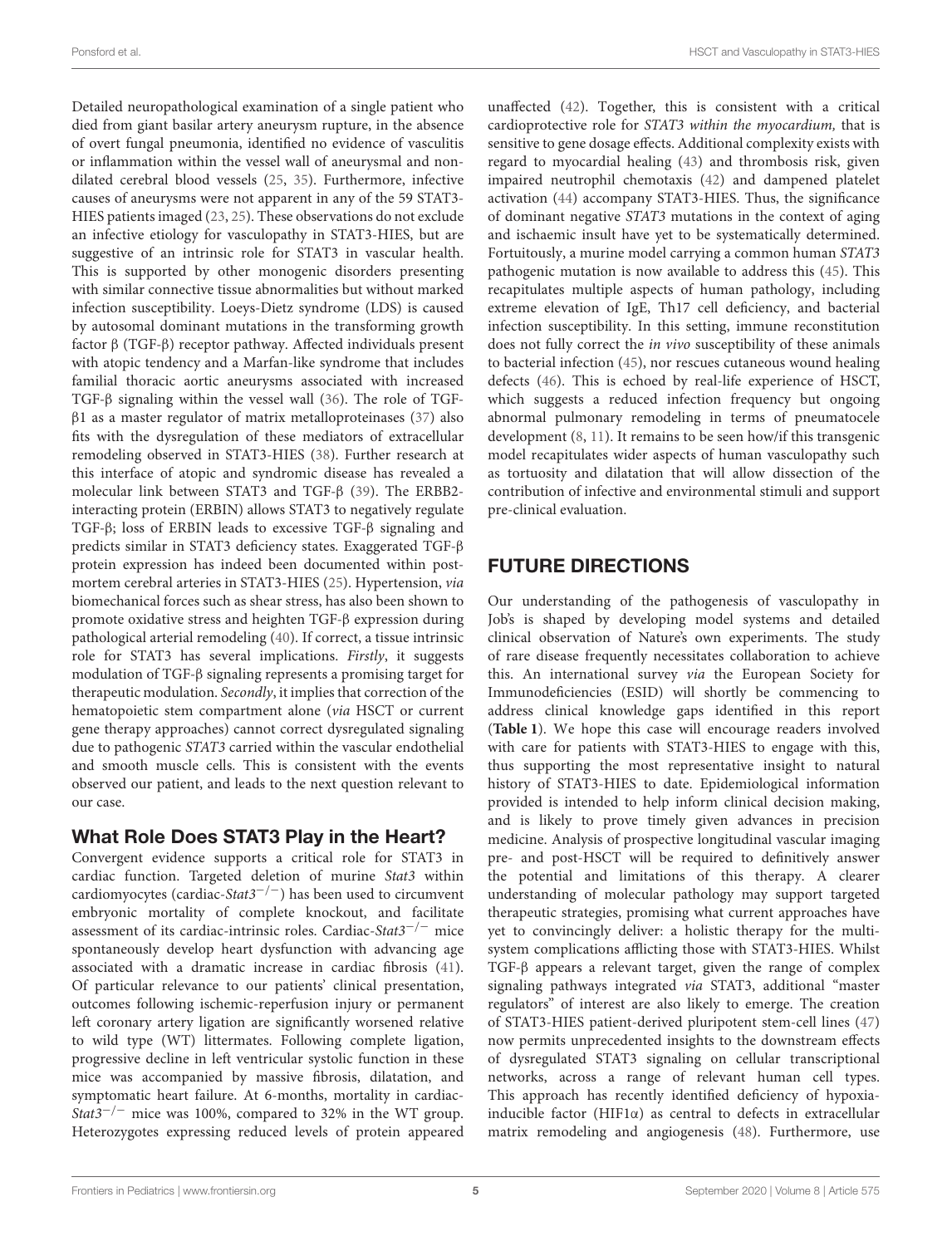Detailed neuropathological examination of a single patient who died from giant basilar artery aneurysm rupture, in the absence of overt fungal pneumonia, identified no evidence of vasculitis or inflammation within the vessel wall of aneurysmal and non-dilated cerebral blood vessels (25, 35). Furthermore, infective causes of aneurysms were not apparent in any of the 59 STAT3-HIES patients imaged (23, 25). These observations do not exclude an infective etiology for vasculopathy in STAT3-HIES, but are suggestive of an intrinsic role for STAT3 in vascular health. This is supported by other monogenic disorders presenting with similar connective tissue abnormalities but without marked infection susceptibility. Loeys-Dietz syndrome (LDS) is caused by autosomal dominant mutations in the transforming growth factor β (TGF-β) receptor pathway. Affected individuals present with atopic tendency and a Marfan-like syndrome that includes familial thoracic aortic aneurysms associated with increased TGF-β signaling within the vessel wall (36). The role of TGF-β1 as a master regulator of matrix metalloproteinases (37) also fits with the dysregulation of these mediators of extracellular remodeling observed in STAT3-HIES (38). Further research at this interface of atopic and syndromic disease has revealed a molecular link between STAT3 and TGF-β (39). The ERBB2-interacting protein (ERBIN) allows STAT3 to negatively regulate TGF-β; loss of ERBIN leads to excessive TGF-β signaling and predicts similar in STAT3 deficiency states. Exaggerated TGF-β protein expression has indeed been documented within post-mortem cerebral arteries in STAT3-HIES (25). Hypertension, *via* biomechanical forces such as shear stress, has also been shown to promote oxidative stress and heighten TGF-β expression during pathological arterial remodeling (40). If correct, a tissue intrinsic role for STAT3 has several implications. *Firstly*, it suggests modulation of TGF-β signaling represents a promising target for therapeutic modulation. *Secondly*, it implies that correction of the hematopoietic stem compartment alone (*via* HSCT or current gene therapy approaches) cannot correct dysregulated signaling due to pathogenic *STAT3* carried within the vascular endothelial and smooth muscle cells. This is consistent with the events observed our patient, and leads to the next question relevant to our case.

## What Role Does STAT3 Play in the Heart?

Convergent evidence supports a critical role for STAT3 in cardiac function. Targeted deletion of murine *Stat3* within cardiomyocytes (cardiac-*Stat3*$^{-/-}$) has been used to circumvent embryonic mortality of complete knockout, and facilitate assessment of its cardiac-intrinsic roles. Cardiac-*Stat3*$^{-/-}$ mice spontaneously develop heart dysfunction with advancing age associated with a dramatic increase in cardiac fibrosis (41). Of particular relevance to our patients' clinical presentation, outcomes following ischemic-reperfusion injury or permanent left coronary artery ligation are significantly worsened relative to wild type (WT) littermates. Following complete ligation, progressive decline in left ventricular systolic function in these mice was accompanied by massive fibrosis, dilatation, and symptomatic heart failure. At 6-months, mortality in cardiac-*Stat3*$^{-/-}$ mice was 100%, compared to 32% in the WT group. Heterozygotes expressing reduced levels of protein appeared unaffected (42). Together, this is consistent with a critical cardioprotective role for *STAT3 within the myocardium,* that is sensitive to gene dosage effects. Additional complexity exists with regard to myocardial healing (43) and thrombosis risk, given impaired neutrophil chemotaxis (42) and dampened platelet activation (44) accompany STAT3-HIES. Thus, the significance of dominant negative *STAT3* mutations in the context of aging and ischaemic insult have yet to be systematically determined. Fortuitously, a murine model carrying a common human *STAT3* pathogenic mutation is now available to address this (45). This recapitulates multiple aspects of human pathology, including extreme elevation of IgE, Th17 cell deficiency, and bacterial infection susceptibility. In this setting, immune reconstitution does not fully correct the *in vivo* susceptibility of these animals to bacterial infection (45), nor rescues cutaneous wound healing defects (46). This is echoed by real-life experience of HSCT, which suggests a reduced infection frequency but ongoing abnormal pulmonary remodeling in terms of pneumatocele development (8, 11). It remains to be seen how/if this transgenic model recapitulates wider aspects of human vasculopathy such as tortuosity and dilatation that will allow dissection of the contribution of infective and environmental stimuli and support pre-clinical evaluation.

# FUTURE DIRECTIONS

Our understanding of the pathogenesis of vasculopathy in Job's is shaped by developing model systems and detailed clinical observation of Nature's own experiments. The study of rare disease frequently necessitates collaboration to achieve this. An international survey *via* the European Society for Immunodeficiencies (ESID) will shortly be commencing to address clinical knowledge gaps identified in this report (**Table 1**). We hope this case will encourage readers involved with care for patients with STAT3-HIES to engage with this, thus supporting the most representative insight to natural history of STAT3-HIES to date. Epidemiological information provided is intended to help inform clinical decision making, and is likely to prove timely given advances in precision medicine. Analysis of prospective longitudinal vascular imaging pre- and post-HSCT will be required to definitively answer the potential and limitations of this therapy. A clearer understanding of molecular pathology may support targeted therapeutic strategies, promising what current approaches have yet to convincingly deliver: a holistic therapy for the multi-system complications afflicting those with STAT3-HIES. Whilst TGF-β appears a relevant target, given the range of complex signaling pathways integrated *via* STAT3, additional "master regulators" of interest are also likely to emerge. The creation of STAT3-HIES patient-derived pluripotent stem-cell lines (47) now permits unprecedented insights to the downstream effects of dysregulated STAT3 signaling on cellular transcriptional networks, across a range of relevant human cell types. This approach has recently identified deficiency of hypoxia-inducible factor (HIF1α) as central to defects in extracellular matrix remodeling and angiogenesis (48). Furthermore, use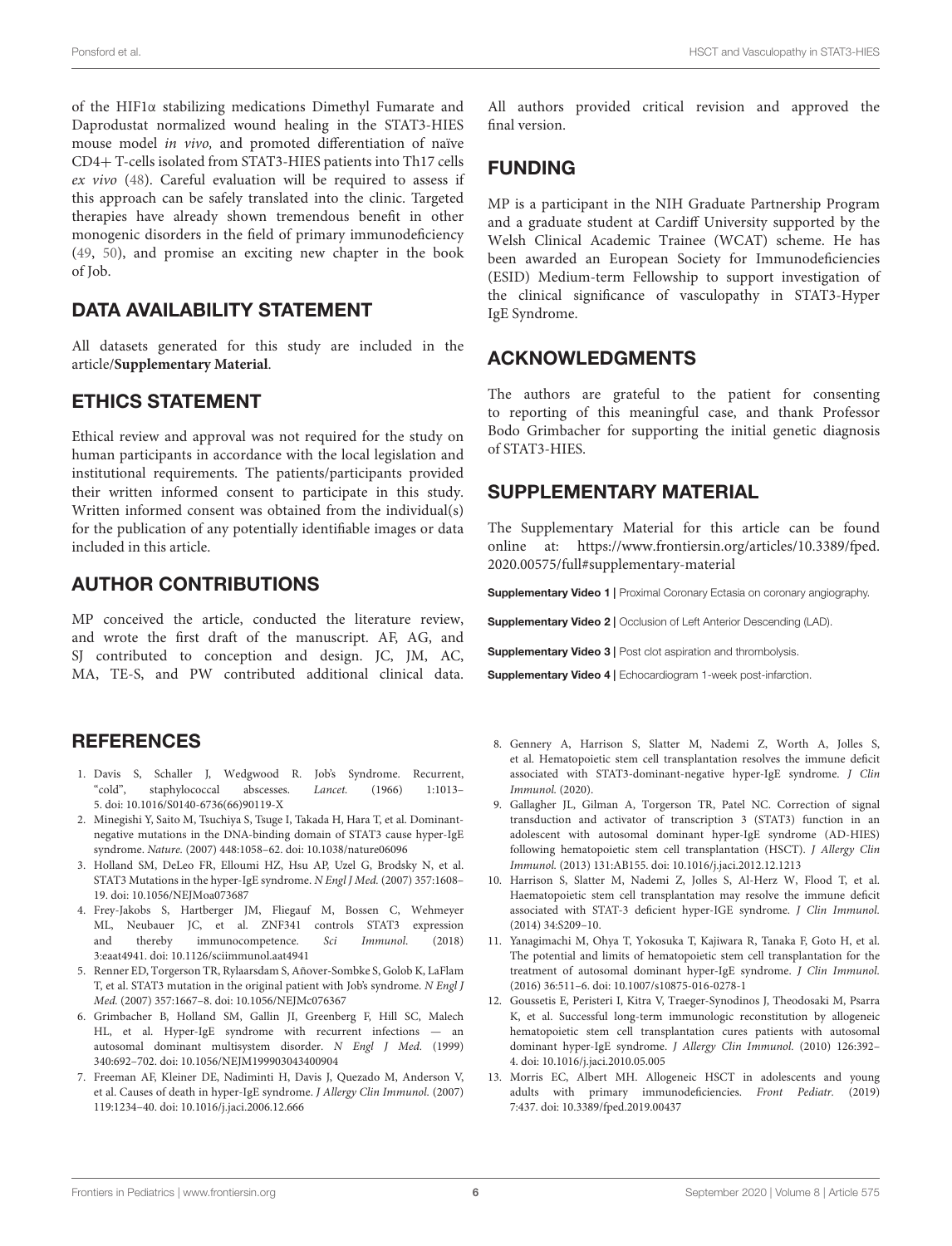of the HIF1α stabilizing medications Dimethyl Fumarate and Daprodustat normalized wound healing in the STAT3-HIES mouse model *in vivo,* and promoted differentiation of naïve CD4+ T-cells isolated from STAT3-HIES patients into Th17 cells *ex vivo* (48). Careful evaluation will be required to assess if this approach can be safely translated into the clinic. Targeted therapies have already shown tremendous benefit in other monogenic disorders in the field of primary immunodeficiency (49, 50), and promise an exciting new chapter in the book of Job.

## DATA AVAILABILITY STATEMENT

All datasets generated for this study are included in the article/**Supplementary Material**.

## ETHICS STATEMENT

Ethical review and approval was not required for the study on human participants in accordance with the local legislation and institutional requirements. The patients/participants provided their written informed consent to participate in this study. Written informed consent was obtained from the individual(s) for the publication of any potentially identifiable images or data included in this article.

## AUTHOR CONTRIBUTIONS

MP conceived the article, conducted the literature review, and wrote the first draft of the manuscript. AF, AG, and SJ contributed to conception and design. JC, JM, AC, MA, TE-S, and PW contributed additional clinical data. All authors provided critical revision and approved the final version.

## FUNDING

MP is a participant in the NIH Graduate Partnership Program and a graduate student at Cardiff University supported by the Welsh Clinical Academic Trainee (WCAT) scheme. He has been awarded an European Society for Immunodeficiencies (ESID) Medium-term Fellowship to support investigation of the clinical significance of vasculopathy in STAT3-Hyper IgE Syndrome.

## ACKNOWLEDGMENTS

The authors are grateful to the patient for consenting to reporting of this meaningful case, and thank Professor Bodo Grimbacher for supporting the initial genetic diagnosis of STAT3-HIES.

## SUPPLEMENTARY MATERIAL

The Supplementary Material for this article can be found online at: https://www.frontiersin.org/articles/10.3389/fped.2020.00575/full#supplementary-material

**Supplementary Video 1 |** Proximal Coronary Ectasia on coronary angiography.

**Supplementary Video 2 |** Occlusion of Left Anterior Descending (LAD).

**Supplementary Video 3 |** Post clot aspiration and thrombolysis.

**Supplementary Video 4 |** Echocardiogram 1-week post-infarction.

## REFERENCES

1. Davis S, Schaller J, Wedgwood R. Job's Syndrome. Recurrent, "cold", staphylococcal abscesses. *Lancet.* (1966) 1:1013–5. doi: 10.1016/S0140-6736(66)90119-X
2. Minegishi Y, Saito M, Tsuchiya S, Tsuge I, Takada H, Hara T, et al. Dominant-negative mutations in the DNA-binding domain of STAT3 cause hyper-IgE syndrome. *Nature.* (2007) 448:1058–62. doi: 10.1038/nature06096
3. Holland SM, DeLeo FR, Elloumi HZ, Hsu AP, Uzel G, Brodsky N, et al. STAT3 Mutations in the hyper-IgE syndrome. *N Engl J Med.* (2007) 357:1608–19. doi: 10.1056/NEJMoa073687
4. Frey-Jakobs S, Hartberger JM, Fliegauf M, Bossen C, Wehmeyer ML, Neubauer JC, et al. ZNF341 controls STAT3 expression and thereby immunocompetence. *Sci Immunol.* (2018) 3:eaat4941. doi: 10.1126/sciimmunol.aat4941
5. Renner ED, Torgerson TR, Rylaarsdam S, Añover-Sombke S, Golob K, LaFlam T, et al. STAT3 mutation in the original patient with Job's syndrome. *N Engl J Med.* (2007) 357:1667–8. doi: 10.1056/NEJMc076367
6. Grimbacher B, Holland SM, Gallin JI, Greenberg F, Hill SC, Malech HL, et al. Hyper-IgE syndrome with recurrent infections — an autosomal dominant multisystem disorder. *N Engl J Med.* (1999) 340:692–702. doi: 10.1056/NEJM199903043400904
7. Freeman AF, Kleiner DE, Nadiminti H, Davis J, Quezado M, Anderson V, et al. Causes of death in hyper-IgE syndrome. *J Allergy Clin Immunol.* (2007) 119:1234–40. doi: 10.1016/j.jaci.2006.12.666
8. Gennery A, Harrison S, Slatter M, Nademi Z, Worth A, Jolles S, et al. Hematopoietic stem cell transplantation resolves the immune deficit associated with STAT3-dominant-negative hyper-IgE syndrome. *J Clin Immunol.* (2020).
9. Gallagher JL, Gilman A, Torgerson TR, Patel NC. Correction of signal transduction and activator of transcription 3 (STAT3) function in an adolescent with autosomal dominant hyper-IgE syndrome (AD-HIES) following hematopoietic stem cell transplantation (HSCT). *J Allergy Clin Immunol.* (2013) 131:AB155. doi: 10.1016/j.jaci.2012.12.1213
10. Harrison S, Slatter M, Nademi Z, Jolles S, Al-Herz W, Flood T, et al. Haematopoietic stem cell transplantation may resolve the immune deficit associated with STAT-3 deficient hyper-IGE syndrome. *J Clin Immunol.* (2014) 34:S209–10.
11. Yanagimachi M, Ohya T, Yokosuka T, Kajiwara R, Tanaka F, Goto H, et al. The potential and limits of hematopoietic stem cell transplantation for the treatment of autosomal dominant hyper-IgE syndrome. *J Clin Immunol.* (2016) 36:511–6. doi: 10.1007/s10875-016-0278-1
12. Goussetis E, Peristeri I, Kitra V, Traeger-Synodinos J, Theodosaki M, Psarra K, et al. Successful long-term immunologic reconstitution by allogeneic hematopoietic stem cell transplantation cures patients with autosomal dominant hyper-IgE syndrome. *J Allergy Clin Immunol.* (2010) 126:392–4. doi: 10.1016/j.jaci.2010.05.005
13. Morris EC, Albert MH. Allogeneic HSCT in adolescents and young adults with primary immunodeficiencies. *Front Pediatr.* (2019) 7:437. doi: 10.3389/fped.2019.00437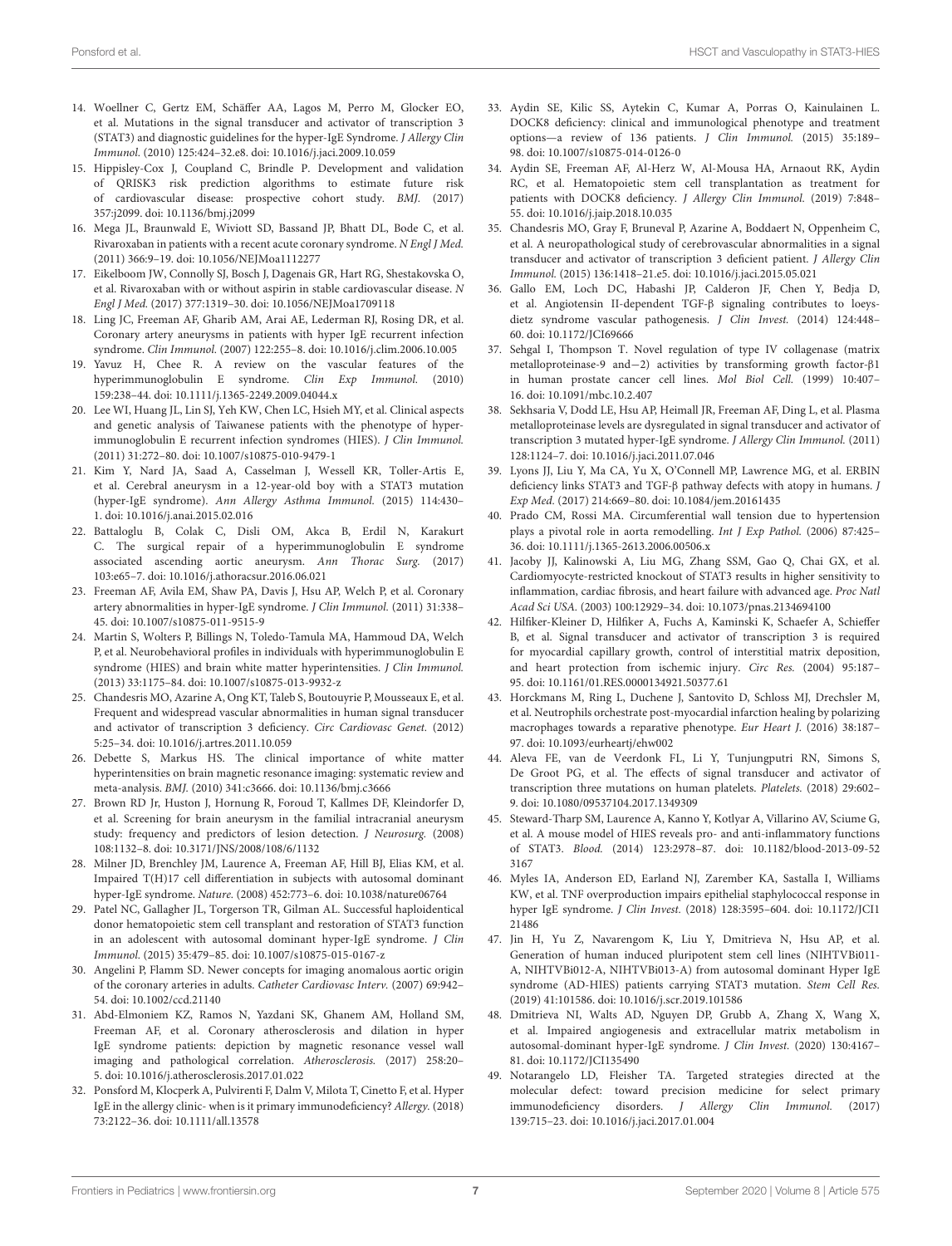14. Woellner C, Gertz EM, Schäffer AA, Lagos M, Perro M, Glocker EO, et al. Mutations in the signal transducer and activator of transcription 3 (STAT3) and diagnostic guidelines for the hyper-IgE Syndrome. *J Allergy Clin Immunol.* (2010) 125:424–32.e8. doi: 10.1016/j.jaci.2009.10.059
15. Hippisley-Cox J, Coupland C, Brindle P. Development and validation of QRISK3 risk prediction algorithms to estimate future risk of cardiovascular disease: prospective cohort study. *BMJ.* (2017) 357:j2099. doi: 10.1136/bmj.j2099
16. Mega JL, Braunwald E, Wiviott SD, Bassand JP, Bhatt DL, Bode C, et al. Rivaroxaban in patients with a recent acute coronary syndrome. *N Engl J Med.* (2011) 366:9–19. doi: 10.1056/NEJMoa1112277
17. Eikelboom JW, Connolly SJ, Bosch J, Dagenais GR, Hart RG, Shestakovska O, et al. Rivaroxaban with or without aspirin in stable cardiovascular disease. *N Engl J Med.* (2017) 377:1319–30. doi: 10.1056/NEJMoa1709118
18. Ling JC, Freeman AF, Gharib AM, Arai AE, Lederman RJ, Rosing DR, et al. Coronary artery aneurysms in patients with hyper IgE recurrent infection syndrome. *Clin Immunol.* (2007) 122:255–8. doi: 10.1016/j.clim.2006.10.005
19. Yavuz H, Chee R. A review on the vascular features of the hyperimmunoglobulin E syndrome. *Clin Exp Immunol.* (2010) 159:238–44. doi: 10.1111/j.1365-2249.2009.04044.x
20. Lee WI, Huang JL, Lin SJ, Yeh KW, Chen LC, Hsieh MY, et al. Clinical aspects and genetic analysis of Taiwanese patients with the phenotype of hyper-immunoglobulin E recurrent infection syndromes (HIES). *J Clin Immunol.* (2011) 31:272–80. doi: 10.1007/s10875-010-9479-1
21. Kim Y, Nard JA, Saad A, Casselman J, Wessell KR, Toller-Artis E, et al. Cerebral aneurysm in a 12-year-old boy with a STAT3 mutation (hyper-IgE syndrome). *Ann Allergy Asthma Immunol.* (2015) 114:430–1. doi: 10.1016/j.anai.2015.02.016
22. Battaloglu B, Colak C, Disli OM, Akca B, Erdil N, Karakurt C. The surgical repair of a hyperimmunoglobulin E syndrome associated ascending aortic aneurysm. *Ann Thorac Surg.* (2017) 103:e65–7. doi: 10.1016/j.athoracsur.2016.06.021
23. Freeman AF, Avila EM, Shaw PA, Davis J, Hsu AP, Welch P, et al. Coronary artery abnormalities in hyper-IgE syndrome. *J Clin Immunol.* (2011) 31:338–45. doi: 10.1007/s10875-011-9515-9
24. Martin S, Wolters P, Billings N, Toledo-Tamula MA, Hammoud DA, Welch P, et al. Neurobehavioral profiles in individuals with hyperimmunoglobulin E syndrome (HIES) and brain white matter hyperintensities. *J Clin Immunol.* (2013) 33:1175–84. doi: 10.1007/s10875-013-9932-z
25. Chandesris MO, Azarine A, Ong KT, Taleb S, Boutouyrie P, Mousseaux E, et al. Frequent and widespread vascular abnormalities in human signal transducer and activator of transcription 3 deficiency. *Circ Cardiovasc Genet.* (2012) 5:25–34. doi: 10.1016/j.artres.2011.10.059
26. Debette S, Markus HS. The clinical importance of white matter hyperintensities on brain magnetic resonance imaging: systematic review and meta-analysis. *BMJ.* (2010) 341:c3666. doi: 10.1136/bmj.c3666
27. Brown RD Jr, Huston J, Hornung R, Foroud T, Kallmes DF, Kleindorfer D, et al. Screening for brain aneurysm in the familial intracranial aneurysm study: frequency and predictors of lesion detection. *J Neurosurg.* (2008) 108:1132–8. doi: 10.3171/JNS/2008/108/6/1132
28. Milner JD, Brenchley JM, Laurence A, Freeman AF, Hill BJ, Elias KM, et al. Impaired T(H)17 cell differentiation in subjects with autosomal dominant hyper-IgE syndrome. *Nature.* (2008) 452:773–6. doi: 10.1038/nature06764
29. Patel NC, Gallagher JL, Torgerson TR, Gilman AL. Successful haploidentical donor hematopoietic stem cell transplant and restoration of STAT3 function in an adolescent with autosomal dominant hyper-IgE syndrome. *J Clin Immunol.* (2015) 35:479–85. doi: 10.1007/s10875-015-0167-z
30. Angelini P, Flamm SD. Newer concepts for imaging anomalous aortic origin of the coronary arteries in adults. *Catheter Cardiovasc Interv.* (2007) 69:942–54. doi: 10.1002/ccd.21140
31. Abd-Elmoniem KZ, Ramos N, Yazdani SK, Ghanem AM, Holland SM, Freeman AF, et al. Coronary atherosclerosis and dilation in hyper IgE syndrome patients: depiction by magnetic resonance vessel wall imaging and pathological correlation. *Atherosclerosis.* (2017) 258:20–5. doi: 10.1016/j.atherosclerosis.2017.01.022
32. Ponsford M, Klocperk A, Pulvirenti F, Dalm V, Milota T, Cinetto F, et al. Hyper IgE in the allergy clinic- when is it primary immunodeficiency? *Allergy.* (2018) 73:2122–36. doi: 10.1111/all.13578
33. Aydin SE, Kilic SS, Aytekin C, Kumar A, Porras O, Kainulainen L. DOCK8 deficiency: clinical and immunological phenotype and treatment options—a review of 136 patients. *J Clin Immunol.* (2015) 35:189–98. doi: 10.1007/s10875-014-0126-0
34. Aydin SE, Freeman AF, Al-Herz W, Al-Mousa HA, Arnaout RK, Aydin RC, et al. Hematopoietic stem cell transplantation as treatment for patients with DOCK8 deficiency. *J Allergy Clin Immunol.* (2019) 7:848–55. doi: 10.1016/j.jaip.2018.10.035
35. Chandesris MO, Gray F, Bruneval P, Azarine A, Boddaert N, Oppenheim C, et al. A neuropathological study of cerebrovascular abnormalities in a signal transducer and activator of transcription 3 deficient patient. *J Allergy Clin Immunol.* (2015) 136:1418–21.e5. doi: 10.1016/j.jaci.2015.05.021
36. Gallo EM, Loch DC, Habashi JP, Calderon JF, Chen Y, Bedja D, et al. Angiotensin II-dependent TGF-β signaling contributes to loeys-dietz syndrome vascular pathogenesis. *J Clin Invest.* (2014) 124:448–60. doi: 10.1172/JCI69666
37. Sehgal I, Thompson T. Novel regulation of type IV collagenase (matrix metalloproteinase-9 and−2) activities by transforming growth factor-β1 in human prostate cancer cell lines. *Mol Biol Cell.* (1999) 10:407–16. doi: 10.1091/mbc.10.2.407
38. Sekhsaria V, Dodd LE, Hsu AP, Heimall JR, Freeman AF, Ding L, et al. Plasma metalloproteinase levels are dysregulated in signal transducer and activator of transcription 3 mutated hyper-IgE syndrome. *J Allergy Clin Immunol.* (2011) 128:1124–7. doi: 10.1016/j.jaci.2011.07.046
39. Lyons JJ, Liu Y, Ma CA, Yu X, O'Connell MP, Lawrence MG, et al. ERBIN deficiency links STAT3 and TGF-β pathway defects with atopy in humans. *J Exp Med.* (2017) 214:669–80. doi: 10.1084/jem.20161435
40. Prado CM, Rossi MA. Circumferential wall tension due to hypertension plays a pivotal role in aorta remodelling. *Int J Exp Pathol.* (2006) 87:425–36. doi: 10.1111/j.1365-2613.2006.00506.x
41. Jacoby JJ, Kalinowski A, Liu MG, Zhang SSM, Gao Q, Chai GX, et al. Cardiomyocyte-restricted knockout of STAT3 results in higher sensitivity to inflammation, cardiac fibrosis, and heart failure with advanced age. *Proc Natl Acad Sci USA.* (2003) 100:12929–34. doi: 10.1073/pnas.2134694100
42. Hilfiker-Kleiner D, Hilfiker A, Fuchs A, Kaminski K, Schaefer A, Schieffer B, et al. Signal transducer and activator of transcription 3 is required for myocardial capillary growth, control of interstitial matrix deposition, and heart protection from ischemic injury. *Circ Res.* (2004) 95:187–95. doi: 10.1161/01.RES.0000134921.50377.61
43. Horckmans M, Ring L, Duchene J, Santovito D, Schloss MJ, Drechsler M, et al. Neutrophils orchestrate post-myocardial infarction healing by polarizing macrophages towards a reparative phenotype. *Eur Heart J.* (2016) 38:187–97. doi: 10.1093/eurheartj/ehw002
44. Aleva FE, van de Veerdonk FL, Li Y, Tunjungputri RN, Simons S, De Groot PG, et al. The effects of signal transducer and activator of transcription three mutations on human platelets. *Platelets.* (2018) 29:602–9. doi: 10.1080/09537104.2017.1349309
45. Steward-Tharp SM, Laurence A, Kanno Y, Kotlyar A, Villarino AV, Sciume G, et al. A mouse model of HIES reveals pro- and anti-inflammatory functions of STAT3. *Blood.* (2014) 123:2978–87. doi: 10.1182/blood-2013-09-523167
46. Myles IA, Anderson ED, Earland NJ, Zarember KA, Sastalla I, Williams KW, et al. TNF overproduction impairs epithelial staphylococcal response in hyper IgE syndrome. *J Clin Invest.* (2018) 128:3595–604. doi: 10.1172/JCI121486
47. Jin H, Yu Z, Navarengom K, Liu Y, Dmitrieva N, Hsu AP, et al. Generation of human induced pluripotent stem cell lines (NIHTVBi011-A, NIHTVBi012-A, NIHTVBi013-A) from autosomal dominant Hyper IgE syndrome (AD-HIES) patients carrying STAT3 mutation. *Stem Cell Res.* (2019) 41:101586. doi: 10.1016/j.scr.2019.101586
48. Dmitrieva NI, Walts AD, Nguyen DP, Grubb A, Zhang X, Wang X, et al. Impaired angiogenesis and extracellular matrix metabolism in autosomal-dominant hyper-IgE syndrome. *J Clin Invest.* (2020) 130:4167–81. doi: 10.1172/JCI135490
49. Notarangelo LD, Fleisher TA. Targeted strategies directed at the molecular defect: toward precision medicine for select primary immunodeficiency disorders. *J Allergy Clin Immunol.* (2017) 139:715–23. doi: 10.1016/j.jaci.2017.01.004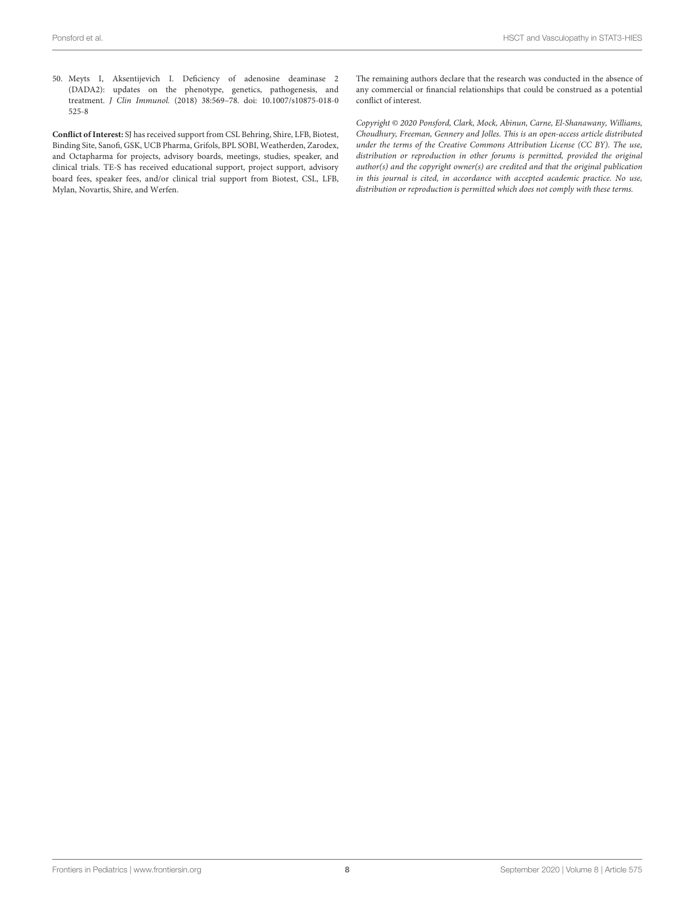50. Meyts I, Aksentijevich I. Deficiency of adenosine deaminase 2 (DADA2): updates on the phenotype, genetics, pathogenesis, and treatment. *J Clin Immunol.* (2018) 38:569–78. doi: 10.1007/s10875-018-0525-8

**Conflict of Interest:** SJ has received support from CSL Behring, Shire, LFB, Biotest, Binding Site, Sanofi, GSK, UCB Pharma, Grifols, BPL SOBI, Weatherden, Zarodex, and Octapharma for projects, advisory boards, meetings, studies, speaker, and clinical trials. TE-S has received educational support, project support, advisory board fees, speaker fees, and/or clinical trial support from Biotest, CSL, LFB, Mylan, Novartis, Shire, and Werfen.

The remaining authors declare that the research was conducted in the absence of any commercial or financial relationships that could be construed as a potential conflict of interest.

*Copyright © 2020 Ponsford, Clark, Mock, Abinun, Carne, El-Shanawany, Williams, Choudhury, Freeman, Gennery and Jolles. This is an open-access article distributed under the terms of the Creative Commons Attribution License (CC BY). The use, distribution or reproduction in other forums is permitted, provided the original author(s) and the copyright owner(s) are credited and that the original publication in this journal is cited, in accordance with accepted academic practice. No use, distribution or reproduction is permitted which does not comply with these terms.*